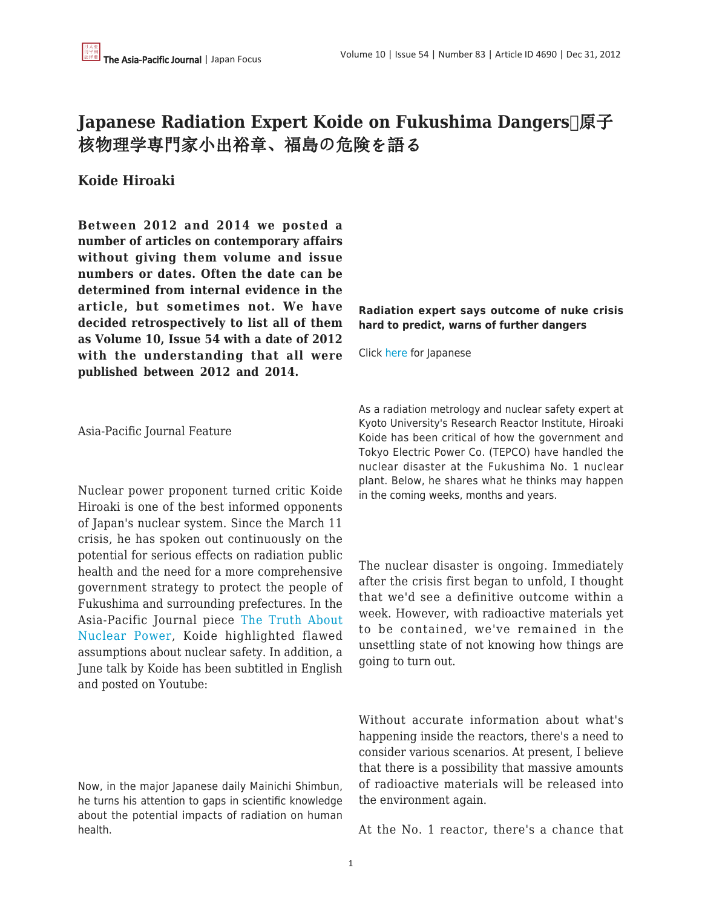# Japanese Radiation Expert Koide on Fukushima Dangers原子核物理学専門家小出裕章、福島の危険を語る

**Koide Hiroaki**

**Between 2012 and 2014 we posted a number of articles on contemporary affairs without giving them volume and issue numbers or dates. Often the date can be determined from internal evidence in the article, but sometimes not. We have decided retrospectively to list all of them as Volume 10, Issue 54 with a date of 2012 with the understanding that all were published between 2012 and 2014.**

Asia-Pacific Journal Feature

Nuclear power proponent turned critic Koide Hiroaki is one of the best informed opponents of Japan's nuclear system. Since the March 11 crisis, he has spoken out continuously on the potential for serious effects on radiation public health and the need for a more comprehensive government strategy to protect the people of Fukushima and surrounding prefectures. In the Asia-Pacific Journal piece The Truth About Nuclear Power, Koide highlighted flawed assumptions about nuclear safety. In addition, a June talk by Koide has been subtitled in English and posted on Youtube:

Now, in the major Japanese daily Mainichi Shimbun, he turns his attention to gaps in scientific knowledge about the potential impacts of radiation on human health.

**Radiation expert says outcome of nuke crisis hard to predict, warns of further dangers**

Click here for Japanese

As a radiation metrology and nuclear safety expert at Kyoto University's Research Reactor Institute, Hiroaki Koide has been critical of how the government and Tokyo Electric Power Co. (TEPCO) have handled the nuclear disaster at the Fukushima No. 1 nuclear plant. Below, he shares what he thinks may happen in the coming weeks, months and years.

The nuclear disaster is ongoing. Immediately after the crisis first began to unfold, I thought that we'd see a definitive outcome within a week. However, with radioactive materials yet to be contained, we've remained in the unsettling state of not knowing how things are going to turn out.

Without accurate information about what's happening inside the reactors, there's a need to consider various scenarios. At present, I believe that there is a possibility that massive amounts of radioactive materials will be released into the environment again.

At the No. 1 reactor, there's a chance that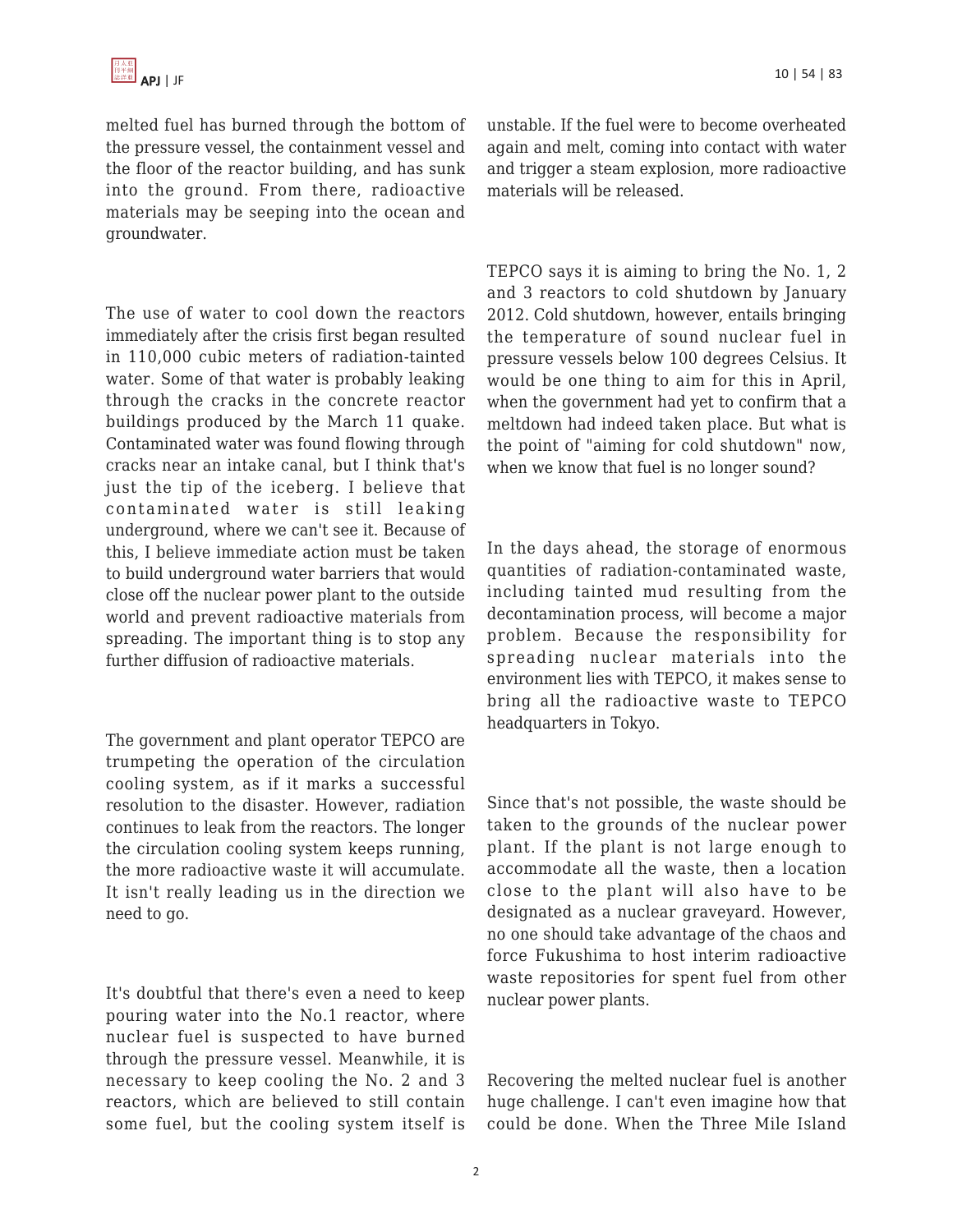melted fuel has burned through the bottom of the pressure vessel, the containment vessel and the floor of the reactor building, and has sunk into the ground. From there, radioactive materials may be seeping into the ocean and groundwater.

The use of water to cool down the reactors immediately after the crisis first began resulted in 110,000 cubic meters of radiation-tainted water. Some of that water is probably leaking through the cracks in the concrete reactor buildings produced by the March 11 quake. Contaminated water was found flowing through cracks near an intake canal, but I think that's just the tip of the iceberg. I believe that contaminated water is still leaking underground, where we can't see it. Because of this, I believe immediate action must be taken to build underground water barriers that would close off the nuclear power plant to the outside world and prevent radioactive materials from spreading. The important thing is to stop any further diffusion of radioactive materials.

The government and plant operator TEPCO are trumpeting the operation of the circulation cooling system, as if it marks a successful resolution to the disaster. However, radiation continues to leak from the reactors. The longer the circulation cooling system keeps running, the more radioactive waste it will accumulate. It isn't really leading us in the direction we need to go.

It's doubtful that there's even a need to keep pouring water into the No.1 reactor, where nuclear fuel is suspected to have burned through the pressure vessel. Meanwhile, it is necessary to keep cooling the No. 2 and 3 reactors, which are believed to still contain some fuel, but the cooling system itself is unstable. If the fuel were to become overheated again and melt, coming into contact with water and trigger a steam explosion, more radioactive materials will be released.

TEPCO says it is aiming to bring the No. 1, 2 and 3 reactors to cold shutdown by January 2012. Cold shutdown, however, entails bringing the temperature of sound nuclear fuel in pressure vessels below 100 degrees Celsius. It would be one thing to aim for this in April, when the government had yet to confirm that a meltdown had indeed taken place. But what is the point of "aiming for cold shutdown" now, when we know that fuel is no longer sound?

In the days ahead, the storage of enormous quantities of radiation-contaminated waste, including tainted mud resulting from the decontamination process, will become a major problem. Because the responsibility for spreading nuclear materials into the environment lies with TEPCO, it makes sense to bring all the radioactive waste to TEPCO headquarters in Tokyo.

Since that's not possible, the waste should be taken to the grounds of the nuclear power plant. If the plant is not large enough to accommodate all the waste, then a location close to the plant will also have to be designated as a nuclear graveyard. However, no one should take advantage of the chaos and force Fukushima to host interim radioactive waste repositories for spent fuel from other nuclear power plants.

Recovering the melted nuclear fuel is another huge challenge. I can't even imagine how that could be done. When the Three Mile Island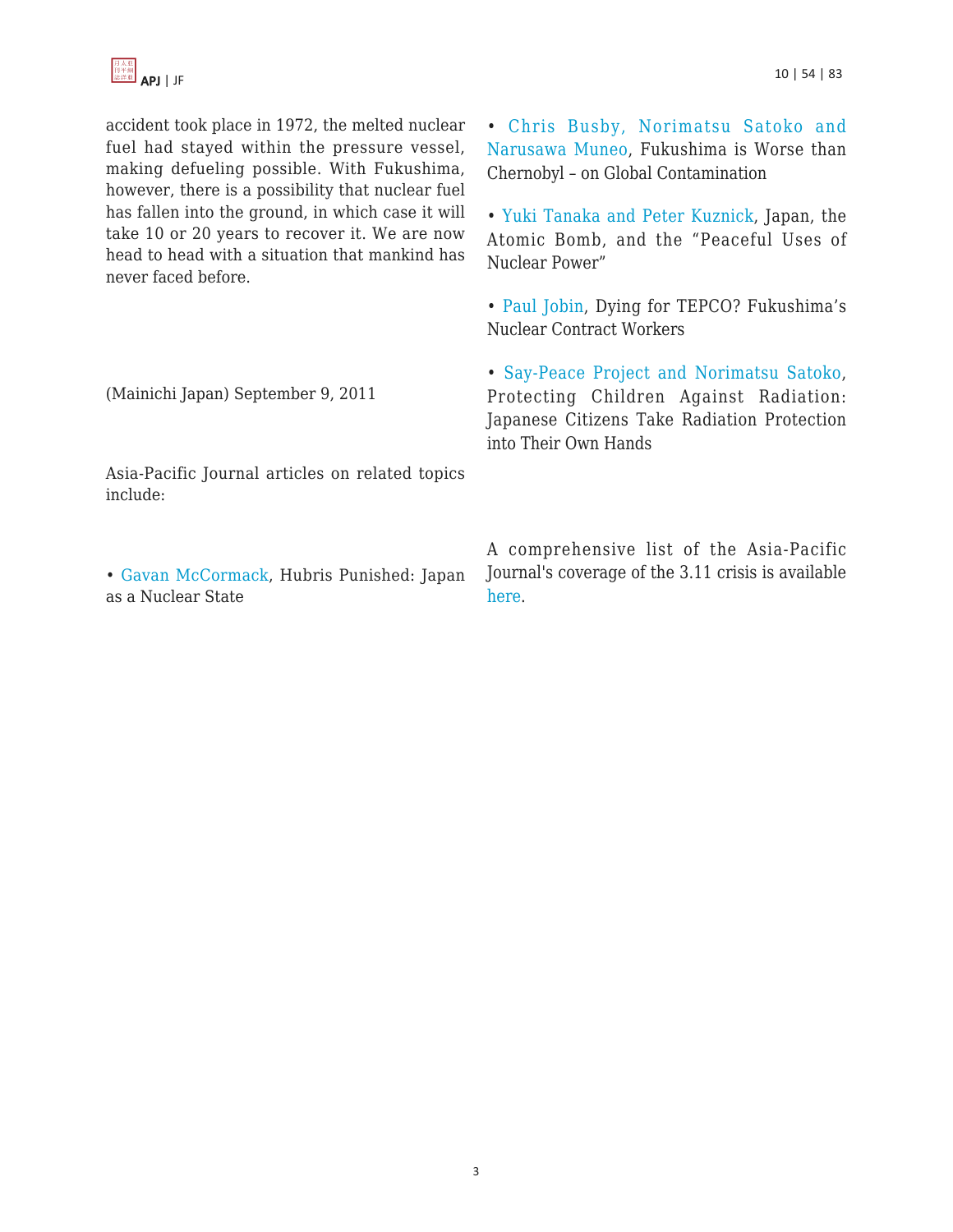accident took place in 1972, the melted nuclear fuel had stayed within the pressure vessel, making defueling possible. With Fukushima, however, there is a possibility that nuclear fuel has fallen into the ground, in which case it will take 10 or 20 years to recover it. We are now head to head with a situation that mankind has never faced before.

(Mainichi Japan) September 9, 2011

Asia-Pacific Journal articles on related topics include:

• Gavan McCormack, Hubris Punished: Japan as a Nuclear State

• Chris Busby, Norimatsu Satoko and Narusawa Muneo, Fukushima is Worse than Chernobyl – on Global Contamination

• Yuki Tanaka and Peter Kuznick, Japan, the Atomic Bomb, and the "Peaceful Uses of Nuclear Power"

• Paul Jobin, Dying for TEPCO? Fukushima's Nuclear Contract Workers

• Say-Peace Project and Norimatsu Satoko, Protecting Children Against Radiation: Japanese Citizens Take Radiation Protection into Their Own Hands

A comprehensive list of the Asia-Pacific Journal's coverage of the 3.11 crisis is available here.